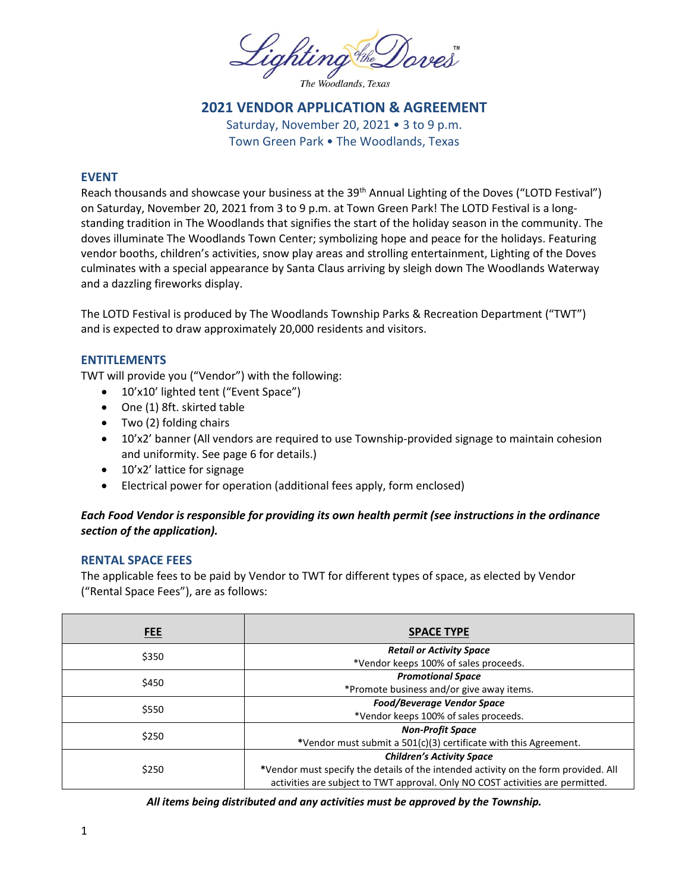Lighting of the Doves™

The Woodlands, Texas

# 2021 VENDOR APPLICATION & AGREEMENT

Saturday, November 20, 2021 • 3 to 9 p.m.
Town Green Park • The Woodlands, Texas

## EVENT

Reach thousands and showcase your business at the 39th Annual Lighting of the Doves ("LOTD Festival") on Saturday, November 20, 2021 from 3 to 9 p.m. at Town Green Park! The LOTD Festival is a long-standing tradition in The Woodlands that signifies the start of the holiday season in the community. The doves illuminate The Woodlands Town Center; symbolizing hope and peace for the holidays. Featuring vendor booths, children's activities, snow play areas and strolling entertainment, Lighting of the Doves culminates with a special appearance by Santa Claus arriving by sleigh down The Woodlands Waterway and a dazzling fireworks display.

The LOTD Festival is produced by The Woodlands Township Parks & Recreation Department ("TWT") and is expected to draw approximately 20,000 residents and visitors.

## ENTITLEMENTS

TWT will provide you ("Vendor") with the following:

- 10'x10' lighted tent ("Event Space")
- One (1) 8ft. skirted table
- Two (2) folding chairs
- 10'x2' banner (All vendors are required to use Township-provided signage to maintain cohesion and uniformity. See page 6 for details.)
- 10'x2' lattice for signage
- Electrical power for operation (additional fees apply, form enclosed)

***Each Food Vendor is responsible for providing its own health permit (see instructions in the ordinance section of the application).***

## RENTAL SPACE FEES

The applicable fees to be paid by Vendor to TWT for different types of space, as elected by Vendor ("Rental Space Fees"), are as follows:

| FEE | SPACE TYPE |
|---|---|
| $350 | ***Retail or Activity Space***<br>*Vendor keeps 100% of sales proceeds. |
| $450 | ***Promotional Space***<br>*Promote business and/or give away items. |
| $550 | ***Food/Beverage Vendor Space***<br>*Vendor keeps 100% of sales proceeds. |
| $250 | ***Non-Profit Space***<br>*Vendor must submit a 501(c)(3) certificate with this Agreement. |
| $250 | ***Children's Activity Space***<br>*Vendor must specify the details of the intended activity on the form provided. All activities are subject to TWT approval. Only NO COST activities are permitted. |

***All items being distributed and any activities must be approved by the Township.***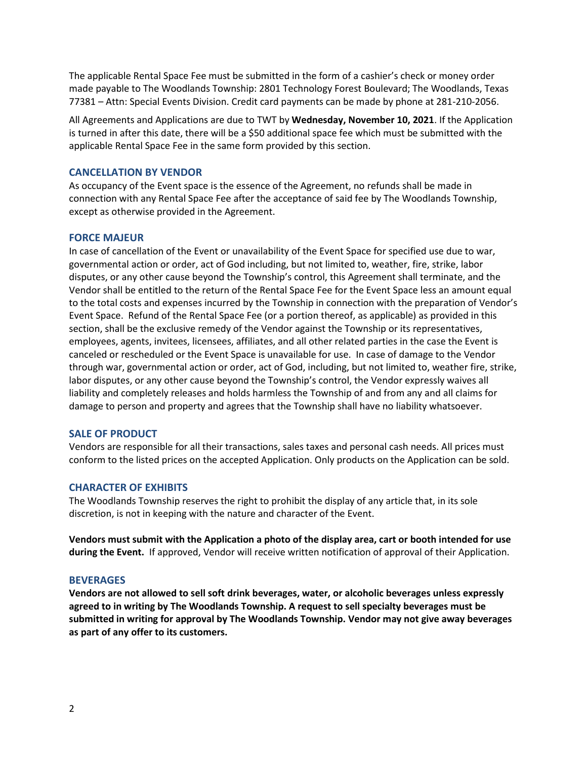The applicable Rental Space Fee must be submitted in the form of a cashier's check or money order made payable to The Woodlands Township: 2801 Technology Forest Boulevard; The Woodlands, Texas 77381 – Attn: Special Events Division. Credit card payments can be made by phone at 281-210-2056.

All Agreements and Applications are due to TWT by **Wednesday, November 10, 2021**. If the Application is turned in after this date, there will be a $50 additional space fee which must be submitted with the applicable Rental Space Fee in the same form provided by this section.

### CANCELLATION BY VENDOR

As occupancy of the Event space is the essence of the Agreement, no refunds shall be made in connection with any Rental Space Fee after the acceptance of said fee by The Woodlands Township, except as otherwise provided in the Agreement.

### FORCE MAJEUR

In case of cancellation of the Event or unavailability of the Event Space for specified use due to war, governmental action or order, act of God including, but not limited to, weather, fire, strike, labor disputes, or any other cause beyond the Township's control, this Agreement shall terminate, and the Vendor shall be entitled to the return of the Rental Space Fee for the Event Space less an amount equal to the total costs and expenses incurred by the Township in connection with the preparation of Vendor's Event Space. Refund of the Rental Space Fee (or a portion thereof, as applicable) as provided in this section, shall be the exclusive remedy of the Vendor against the Township or its representatives, employees, agents, invitees, licensees, affiliates, and all other related parties in the case the Event is canceled or rescheduled or the Event Space is unavailable for use. In case of damage to the Vendor through war, governmental action or order, act of God, including, but not limited to, weather fire, strike, labor disputes, or any other cause beyond the Township's control, the Vendor expressly waives all liability and completely releases and holds harmless the Township of and from any and all claims for damage to person and property and agrees that the Township shall have no liability whatsoever.

### SALE OF PRODUCT

Vendors are responsible for all their transactions, sales taxes and personal cash needs. All prices must conform to the listed prices on the accepted Application. Only products on the Application can be sold.

### CHARACTER OF EXHIBITS

The Woodlands Township reserves the right to prohibit the display of any article that, in its sole discretion, is not in keeping with the nature and character of the Event.

**Vendors must submit with the Application a photo of the display area, cart or booth intended for use during the Event.** If approved, Vendor will receive written notification of approval of their Application.

### BEVERAGES

**Vendors are not allowed to sell soft drink beverages, water, or alcoholic beverages unless expressly agreed to in writing by The Woodlands Township. A request to sell specialty beverages must be submitted in writing for approval by The Woodlands Township. Vendor may not give away beverages as part of any offer to its customers.**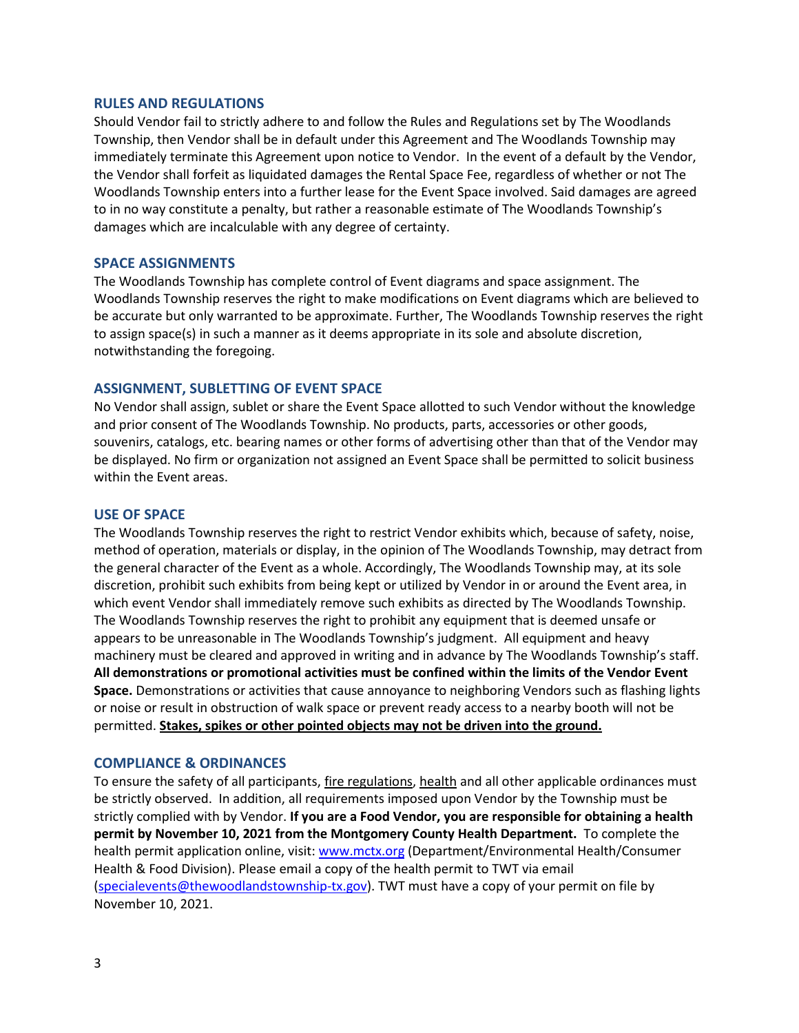## RULES AND REGULATIONS

Should Vendor fail to strictly adhere to and follow the Rules and Regulations set by The Woodlands Township, then Vendor shall be in default under this Agreement and The Woodlands Township may immediately terminate this Agreement upon notice to Vendor. In the event of a default by the Vendor, the Vendor shall forfeit as liquidated damages the Rental Space Fee, regardless of whether or not The Woodlands Township enters into a further lease for the Event Space involved. Said damages are agreed to in no way constitute a penalty, but rather a reasonable estimate of The Woodlands Township's damages which are incalculable with any degree of certainty.

## SPACE ASSIGNMENTS

The Woodlands Township has complete control of Event diagrams and space assignment. The Woodlands Township reserves the right to make modifications on Event diagrams which are believed to be accurate but only warranted to be approximate. Further, The Woodlands Township reserves the right to assign space(s) in such a manner as it deems appropriate in its sole and absolute discretion, notwithstanding the foregoing.

## ASSIGNMENT, SUBLETTING OF EVENT SPACE

No Vendor shall assign, sublet or share the Event Space allotted to such Vendor without the knowledge and prior consent of The Woodlands Township. No products, parts, accessories or other goods, souvenirs, catalogs, etc. bearing names or other forms of advertising other than that of the Vendor may be displayed. No firm or organization not assigned an Event Space shall be permitted to solicit business within the Event areas.

## USE OF SPACE

The Woodlands Township reserves the right to restrict Vendor exhibits which, because of safety, noise, method of operation, materials or display, in the opinion of The Woodlands Township, may detract from the general character of the Event as a whole. Accordingly, The Woodlands Township may, at its sole discretion, prohibit such exhibits from being kept or utilized by Vendor in or around the Event area, in which event Vendor shall immediately remove such exhibits as directed by The Woodlands Township. The Woodlands Township reserves the right to prohibit any equipment that is deemed unsafe or appears to be unreasonable in The Woodlands Township's judgment. All equipment and heavy machinery must be cleared and approved in writing and in advance by The Woodlands Township's staff. **All demonstrations or promotional activities must be confined within the limits of the Vendor Event Space.** Demonstrations or activities that cause annoyance to neighboring Vendors such as flashing lights or noise or result in obstruction of walk space or prevent ready access to a nearby booth will not be permitted. **Stakes, spikes or other pointed objects may not be driven into the ground.**

## COMPLIANCE & ORDINANCES

To ensure the safety of all participants, fire regulations, health and all other applicable ordinances must be strictly observed. In addition, all requirements imposed upon Vendor by the Township must be strictly complied with by Vendor. **If you are a Food Vendor, you are responsible for obtaining a health permit by November 10, 2021 from the Montgomery County Health Department.** To complete the health permit application online, visit: www.mctx.org (Department/Environmental Health/Consumer Health & Food Division). Please email a copy of the health permit to TWT via email (specialevents@thewoodlandstownship-tx.gov). TWT must have a copy of your permit on file by November 10, 2021.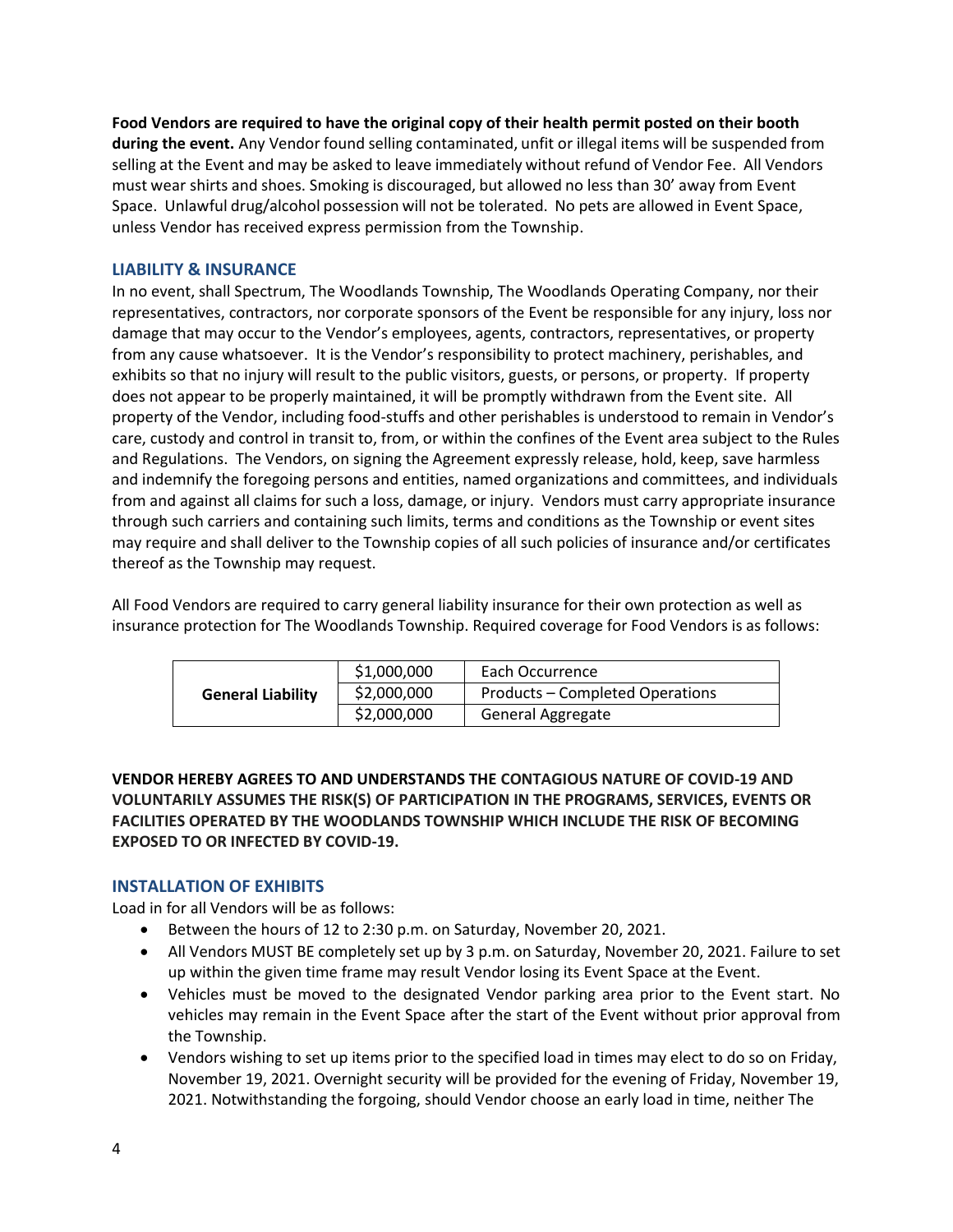**Food Vendors are required to have the original copy of their health permit posted on their booth during the event.** Any Vendor found selling contaminated, unfit or illegal items will be suspended from selling at the Event and may be asked to leave immediately without refund of Vendor Fee. All Vendors must wear shirts and shoes. Smoking is discouraged, but allowed no less than 30' away from Event Space. Unlawful drug/alcohol possession will not be tolerated. No pets are allowed in Event Space, unless Vendor has received express permission from the Township.

## LIABILITY & INSURANCE

In no event, shall Spectrum, The Woodlands Township, The Woodlands Operating Company, nor their representatives, contractors, nor corporate sponsors of the Event be responsible for any injury, loss nor damage that may occur to the Vendor's employees, agents, contractors, representatives, or property from any cause whatsoever. It is the Vendor's responsibility to protect machinery, perishables, and exhibits so that no injury will result to the public visitors, guests, or persons, or property. If property does not appear to be properly maintained, it will be promptly withdrawn from the Event site. All property of the Vendor, including food-stuffs and other perishables is understood to remain in Vendor's care, custody and control in transit to, from, or within the confines of the Event area subject to the Rules and Regulations. The Vendors, on signing the Agreement expressly release, hold, keep, save harmless and indemnify the foregoing persons and entities, named organizations and committees, and individuals from and against all claims for such a loss, damage, or injury. Vendors must carry appropriate insurance through such carriers and containing such limits, terms and conditions as the Township or event sites may require and shall deliver to the Township copies of all such policies of insurance and/or certificates thereof as the Township may request.

All Food Vendors are required to carry general liability insurance for their own protection as well as insurance protection for The Woodlands Township. Required coverage for Food Vendors is as follows:

| | | |
|---|---|---|
| **General Liability** | $1,000,000 | Each Occurrence |
| | $2,000,000 | Products – Completed Operations |
| | $2,000,000 | General Aggregate |

**VENDOR HEREBY AGREES TO AND UNDERSTANDS THE CONTAGIOUS NATURE OF COVID-19 AND VOLUNTARILY ASSUMES THE RISK(S) OF PARTICIPATION IN THE PROGRAMS, SERVICES, EVENTS OR FACILITIES OPERATED BY THE WOODLANDS TOWNSHIP WHICH INCLUDE THE RISK OF BECOMING EXPOSED TO OR INFECTED BY COVID-19.**

## INSTALLATION OF EXHIBITS

Load in for all Vendors will be as follows:

- Between the hours of 12 to 2:30 p.m. on Saturday, November 20, 2021.
- All Vendors MUST BE completely set up by 3 p.m. on Saturday, November 20, 2021. Failure to set up within the given time frame may result Vendor losing its Event Space at the Event.
- Vehicles must be moved to the designated Vendor parking area prior to the Event start. No vehicles may remain in the Event Space after the start of the Event without prior approval from the Township.
- Vendors wishing to set up items prior to the specified load in times may elect to do so on Friday, November 19, 2021. Overnight security will be provided for the evening of Friday, November 19, 2021. Notwithstanding the forgoing, should Vendor choose an early load in time, neither The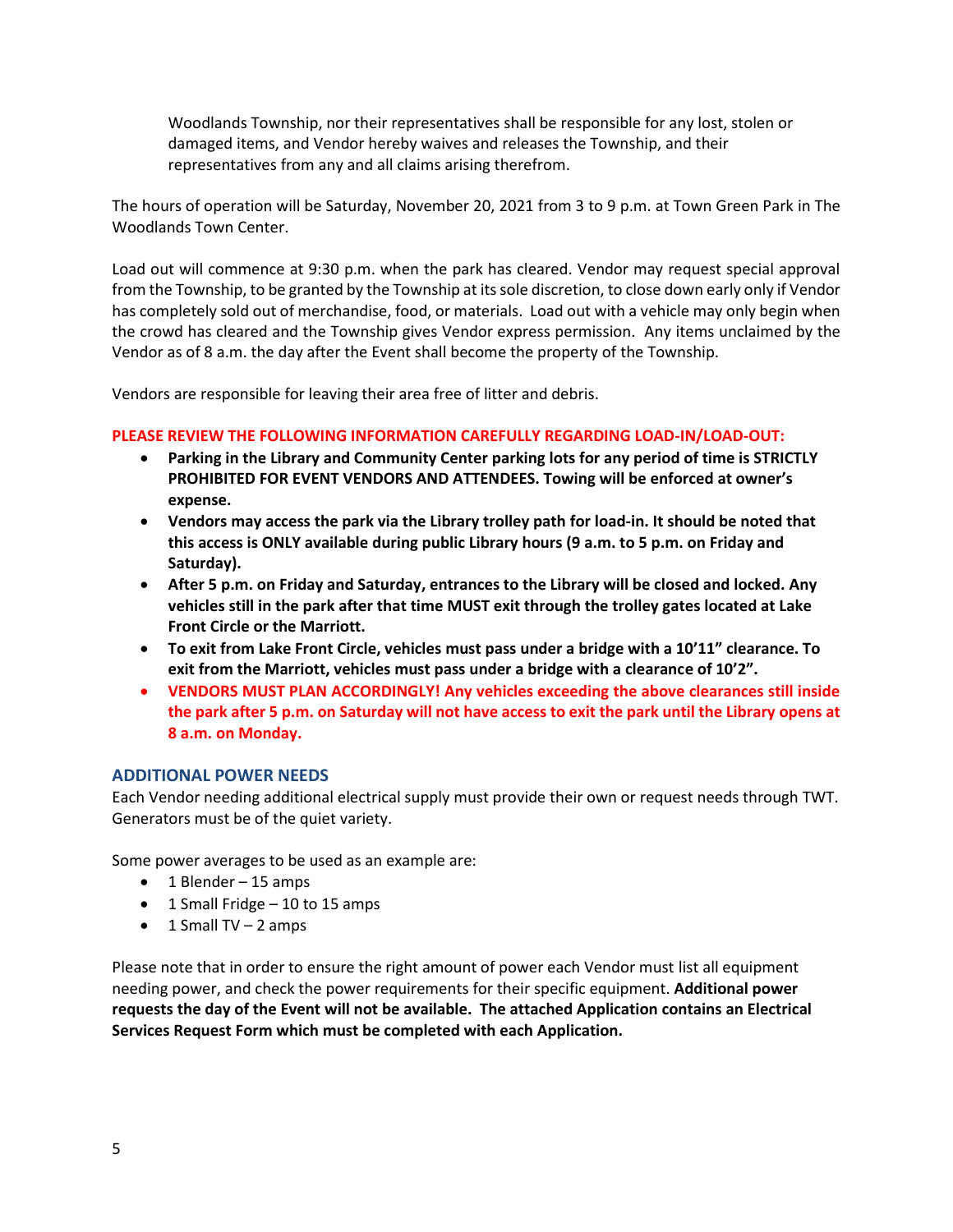Woodlands Township, nor their representatives shall be responsible for any lost, stolen or damaged items, and Vendor hereby waives and releases the Township, and their representatives from any and all claims arising therefrom.

The hours of operation will be Saturday, November 20, 2021 from 3 to 9 p.m. at Town Green Park in The Woodlands Town Center.

Load out will commence at 9:30 p.m. when the park has cleared. Vendor may request special approval from the Township, to be granted by the Township at its sole discretion, to close down early only if Vendor has completely sold out of merchandise, food, or materials. Load out with a vehicle may only begin when the crowd has cleared and the Township gives Vendor express permission. Any items unclaimed by the Vendor as of 8 a.m. the day after the Event shall become the property of the Township.

Vendors are responsible for leaving their area free of litter and debris.

**PLEASE REVIEW THE FOLLOWING INFORMATION CAREFULLY REGARDING LOAD-IN/LOAD-OUT:**

- **Parking in the Library and Community Center parking lots for any period of time is STRICTLY PROHIBITED FOR EVENT VENDORS AND ATTENDEES. Towing will be enforced at owner's expense.**
- **Vendors may access the park via the Library trolley path for load-in. It should be noted that this access is ONLY available during public Library hours (9 a.m. to 5 p.m. on Friday and Saturday).**
- **After 5 p.m. on Friday and Saturday, entrances to the Library will be closed and locked. Any vehicles still in the park after that time MUST exit through the trolley gates located at Lake Front Circle or the Marriott.**
- **To exit from Lake Front Circle, vehicles must pass under a bridge with a 10'11" clearance. To exit from the Marriott, vehicles must pass under a bridge with a clearance of 10'2".**
- **VENDORS MUST PLAN ACCORDINGLY! Any vehicles exceeding the above clearances still inside the park after 5 p.m. on Saturday will not have access to exit the park until the Library opens at 8 a.m. on Monday.**

## ADDITIONAL POWER NEEDS

Each Vendor needing additional electrical supply must provide their own or request needs through TWT. Generators must be of the quiet variety.

Some power averages to be used as an example are:

- 1 Blender – 15 amps
- 1 Small Fridge – 10 to 15 amps
- 1 Small TV – 2 amps

Please note that in order to ensure the right amount of power each Vendor must list all equipment needing power, and check the power requirements for their specific equipment. **Additional power requests the day of the Event will not be available. The attached Application contains an Electrical Services Request Form which must be completed with each Application.**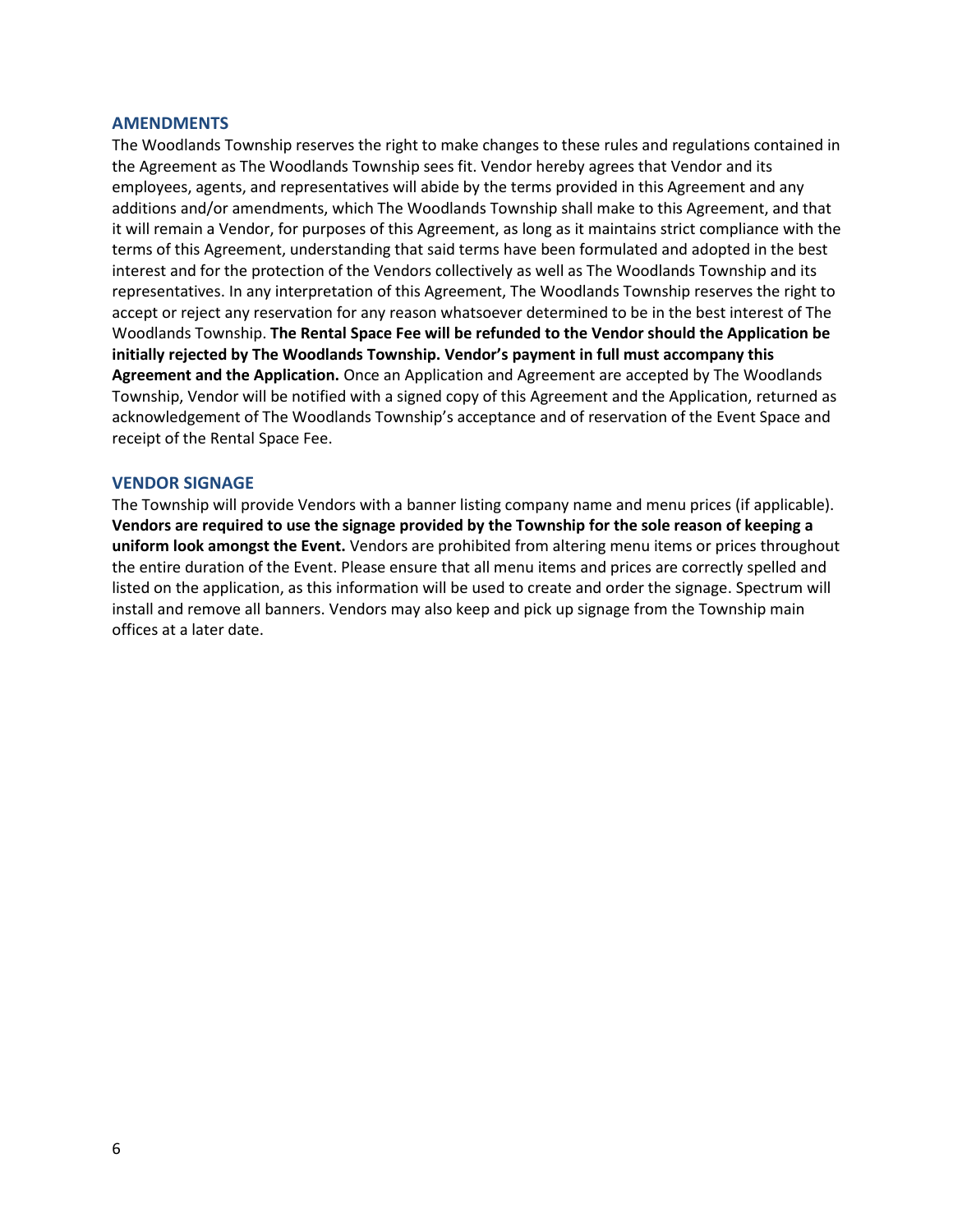## AMENDMENTS

The Woodlands Township reserves the right to make changes to these rules and regulations contained in the Agreement as The Woodlands Township sees fit. Vendor hereby agrees that Vendor and its employees, agents, and representatives will abide by the terms provided in this Agreement and any additions and/or amendments, which The Woodlands Township shall make to this Agreement, and that it will remain a Vendor, for purposes of this Agreement, as long as it maintains strict compliance with the terms of this Agreement, understanding that said terms have been formulated and adopted in the best interest and for the protection of the Vendors collectively as well as The Woodlands Township and its representatives. In any interpretation of this Agreement, The Woodlands Township reserves the right to accept or reject any reservation for any reason whatsoever determined to be in the best interest of The Woodlands Township. **The Rental Space Fee will be refunded to the Vendor should the Application be initially rejected by The Woodlands Township. Vendor's payment in full must accompany this Agreement and the Application.** Once an Application and Agreement are accepted by The Woodlands Township, Vendor will be notified with a signed copy of this Agreement and the Application, returned as acknowledgement of The Woodlands Township's acceptance and of reservation of the Event Space and receipt of the Rental Space Fee.

## VENDOR SIGNAGE

The Township will provide Vendors with a banner listing company name and menu prices (if applicable). **Vendors are required to use the signage provided by the Township for the sole reason of keeping a uniform look amongst the Event.** Vendors are prohibited from altering menu items or prices throughout the entire duration of the Event. Please ensure that all menu items and prices are correctly spelled and listed on the application, as this information will be used to create and order the signage. Spectrum will install and remove all banners. Vendors may also keep and pick up signage from the Township main offices at a later date.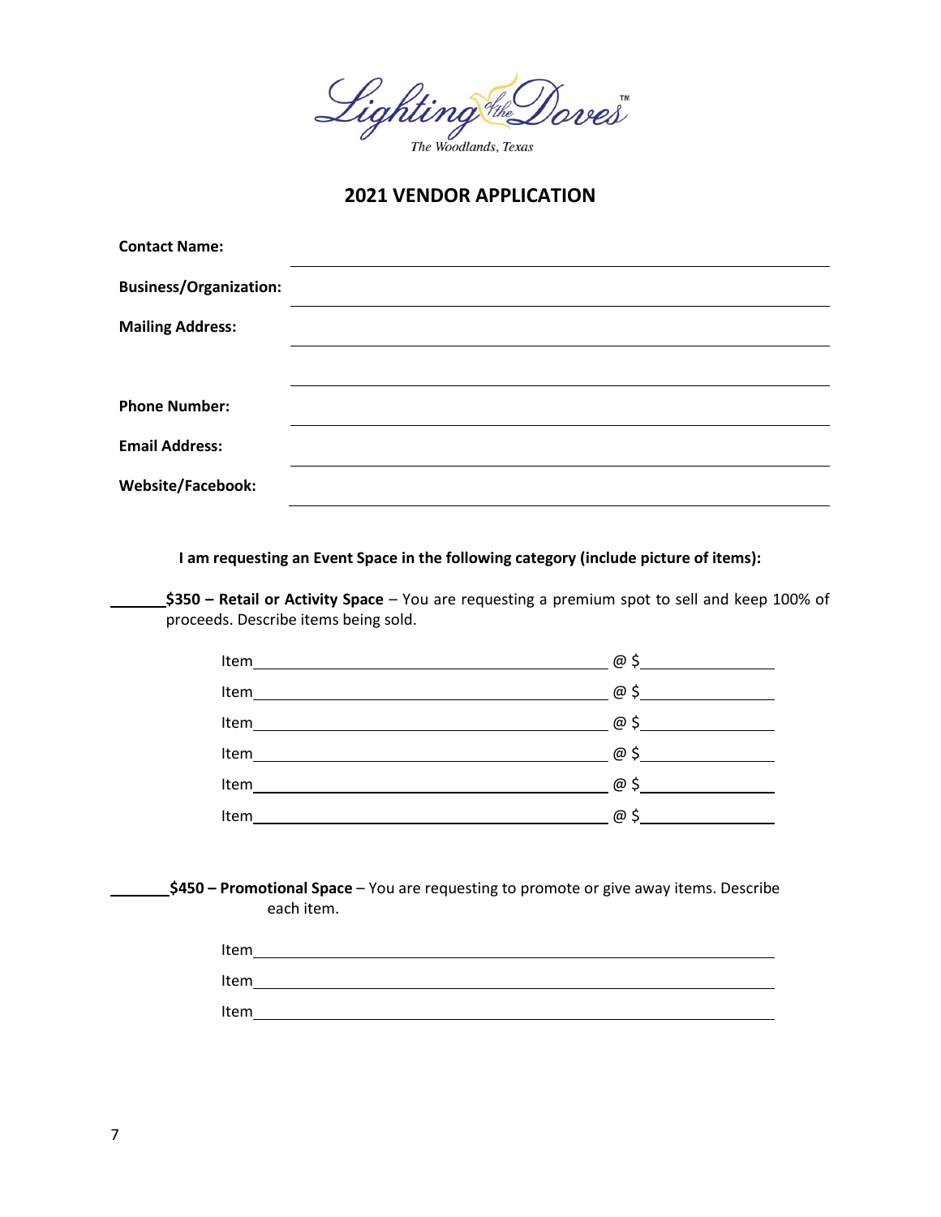Lighting of the Doves™

The Woodlands, Texas

## 2021 VENDOR APPLICATION

**Contact Name:** ______________________________

**Business/Organization:** ______________________________

**Mailing Address:** ______________________________

______________________________

**Phone Number:** ______________________________

**Email Address:** ______________________________

**Website/Facebook:** ______________________________

**I am requesting an Event Space in the following category (include picture of items):**

_______ **$350 – Retail or Activity Space** – You are requesting a premium spot to sell and keep 100% of proceeds. Describe items being sold.

Item______________________________ @ $__________

Item______________________________ @ $__________

Item______________________________ @ $__________

Item______________________________ @ $__________

Item______________________________ @ $__________

Item______________________________ @ $__________

_______ **$450 – Promotional Space** – You are requesting to promote or give away items. Describe each item.

Item______________________________

Item______________________________

Item______________________________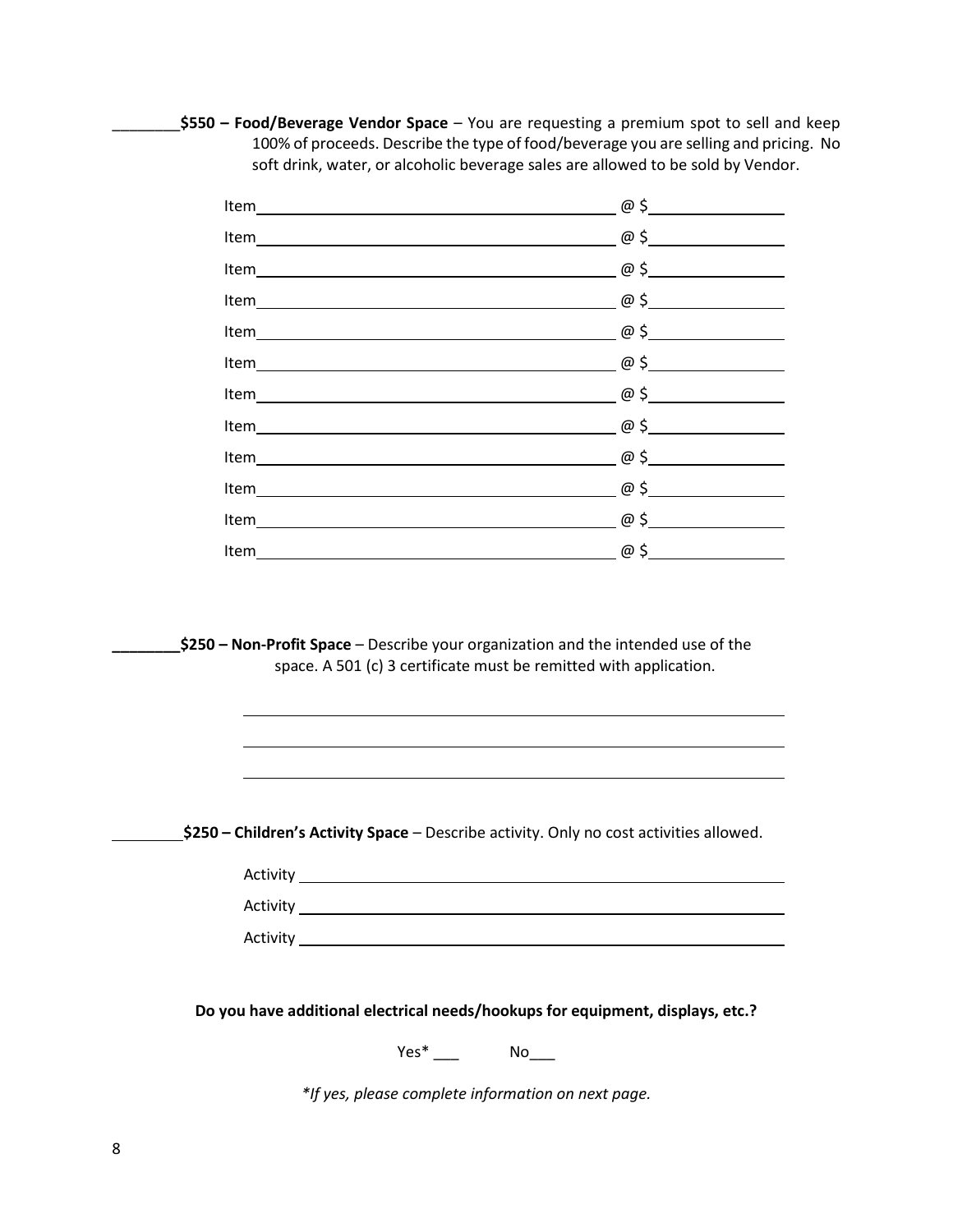________**$550 – Food/Beverage Vendor Space** – You are requesting a premium spot to sell and keep 100% of proceeds. Describe the type of food/beverage you are selling and pricing. No soft drink, water, or alcoholic beverage sales are allowed to be sold by Vendor.

Item____________________________________________ @ $________________

Item____________________________________________ @ $________________

Item____________________________________________ @ $________________

Item____________________________________________ @ $________________

Item____________________________________________ @ $________________

Item____________________________________________ @ $________________

Item____________________________________________ @ $________________

Item____________________________________________ @ $________________

Item____________________________________________ @ $________________

Item____________________________________________ @ $________________

Item____________________________________________ @ $________________

Item____________________________________________ @ $________________

**________$250 – Non-Profit Space** – Describe your organization and the intended use of the space. A 501 (c) 3 certificate must be remitted with application.

______________________________________________________________

______________________________________________________________

______________________________________________________________

________**$250 – Children's Activity Space** – Describe activity. Only no cost activities allowed.

Activity ______________________________________________________

Activity ______________________________________________________

Activity ______________________________________________________

**Do you have additional electrical needs/hookups for equipment, displays, etc.?**

Yes* ___ No___

*\*If yes, please complete information on next page.*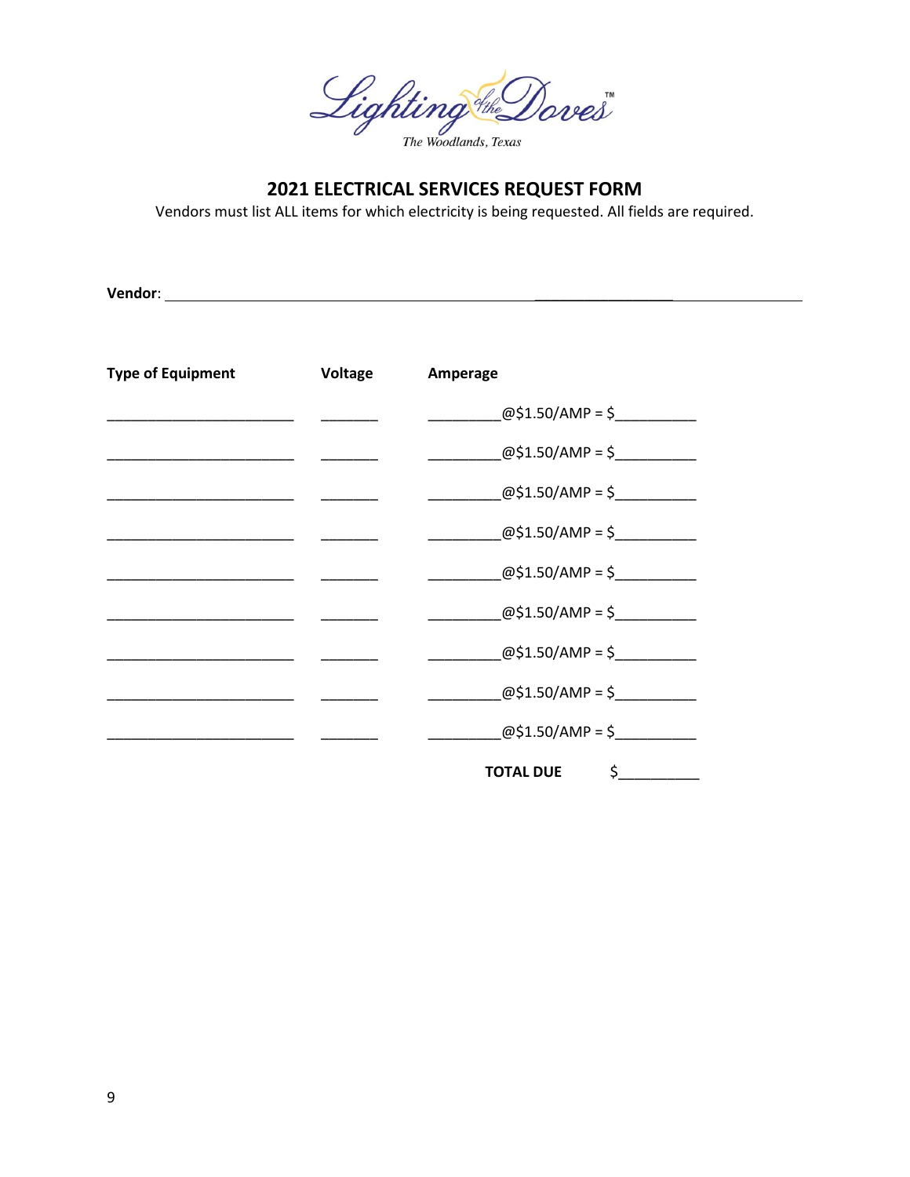Lighting of the Doves™

*The Woodlands, Texas*

## 2021 ELECTRICAL SERVICES REQUEST FORM

Vendors must list ALL items for which electricity is being requested. All fields are required.

**Vendor**: ____________________________________________________________________________

| Type of Equipment | Voltage | Amperage |
|---|---|---|
| ______________________ | _______ | _________@$1.50/AMP = $_________ |
| ______________________ | _______ | _________@$1.50/AMP = $_________ |
| ______________________ | _______ | _________@$1.50/AMP = $_________ |
| ______________________ | _______ | _________@$1.50/AMP = $_________ |
| ______________________ | _______ | _________@$1.50/AMP = $_________ |
| ______________________ | _______ | _________@$1.50/AMP = $_________ |
| ______________________ | _______ | _________@$1.50/AMP = $_________ |
| ______________________ | _______ | _________@$1.50/AMP = $_________ |
| ______________________ | _______ | _________@$1.50/AMP = $_________ |
| | | **TOTAL DUE** $_________ |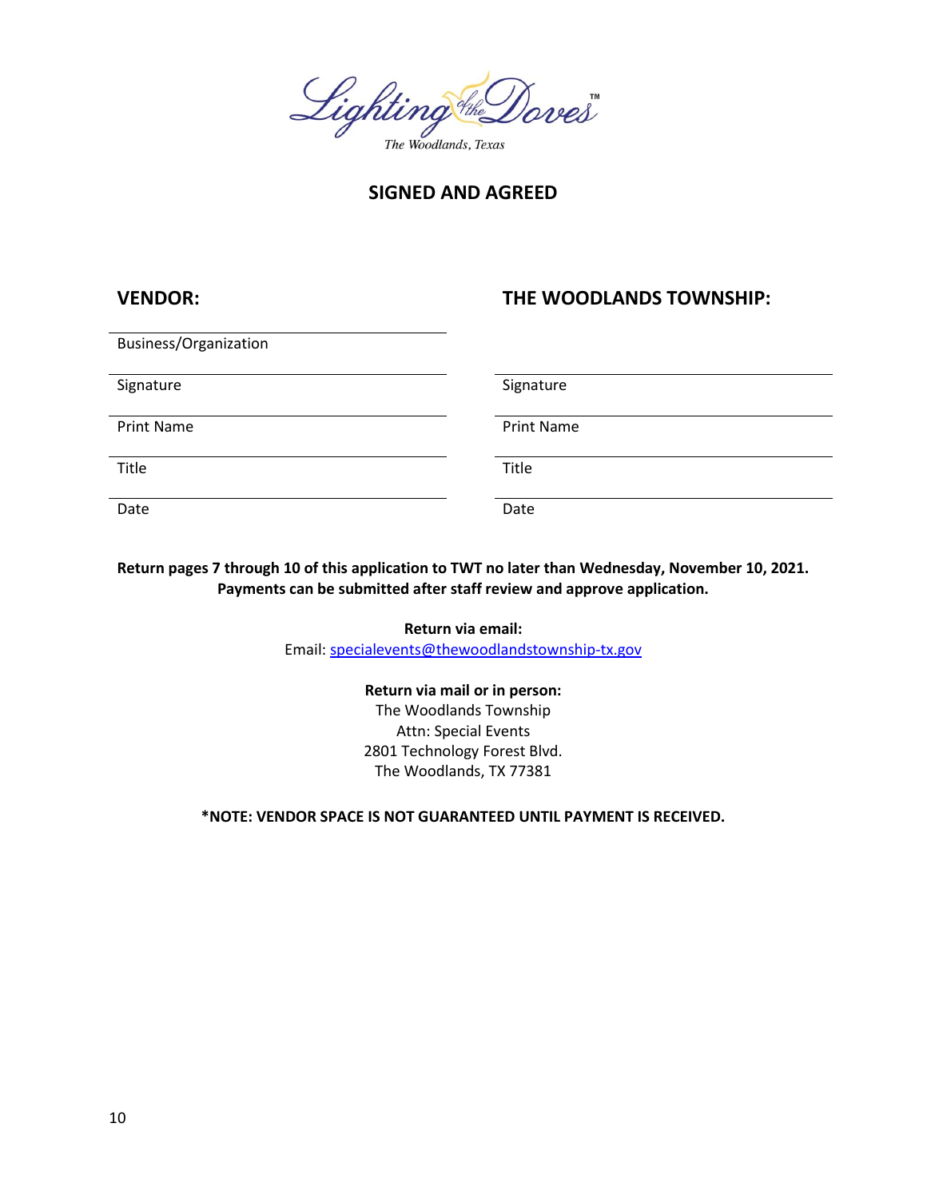Lighting of the Doves™
The Woodlands, Texas

## SIGNED AND AGREED

| **VENDOR:** | **THE WOODLANDS TOWNSHIP:** |
|---|---|
| Business/Organization | |
| Signature | Signature |
| Print Name | Print Name |
| Title | Title |
| Date | Date |

**Return pages 7 through 10 of this application to TWT no later than Wednesday, November 10, 2021. Payments can be submitted after staff review and approve application.**

**Return via email:**
Email: specialevents@thewoodlandstownship-tx.gov

**Return via mail or in person:**
The Woodlands Township
Attn: Special Events
2801 Technology Forest Blvd.
The Woodlands, TX 77381

**\*NOTE: VENDOR SPACE IS NOT GUARANTEED UNTIL PAYMENT IS RECEIVED.**